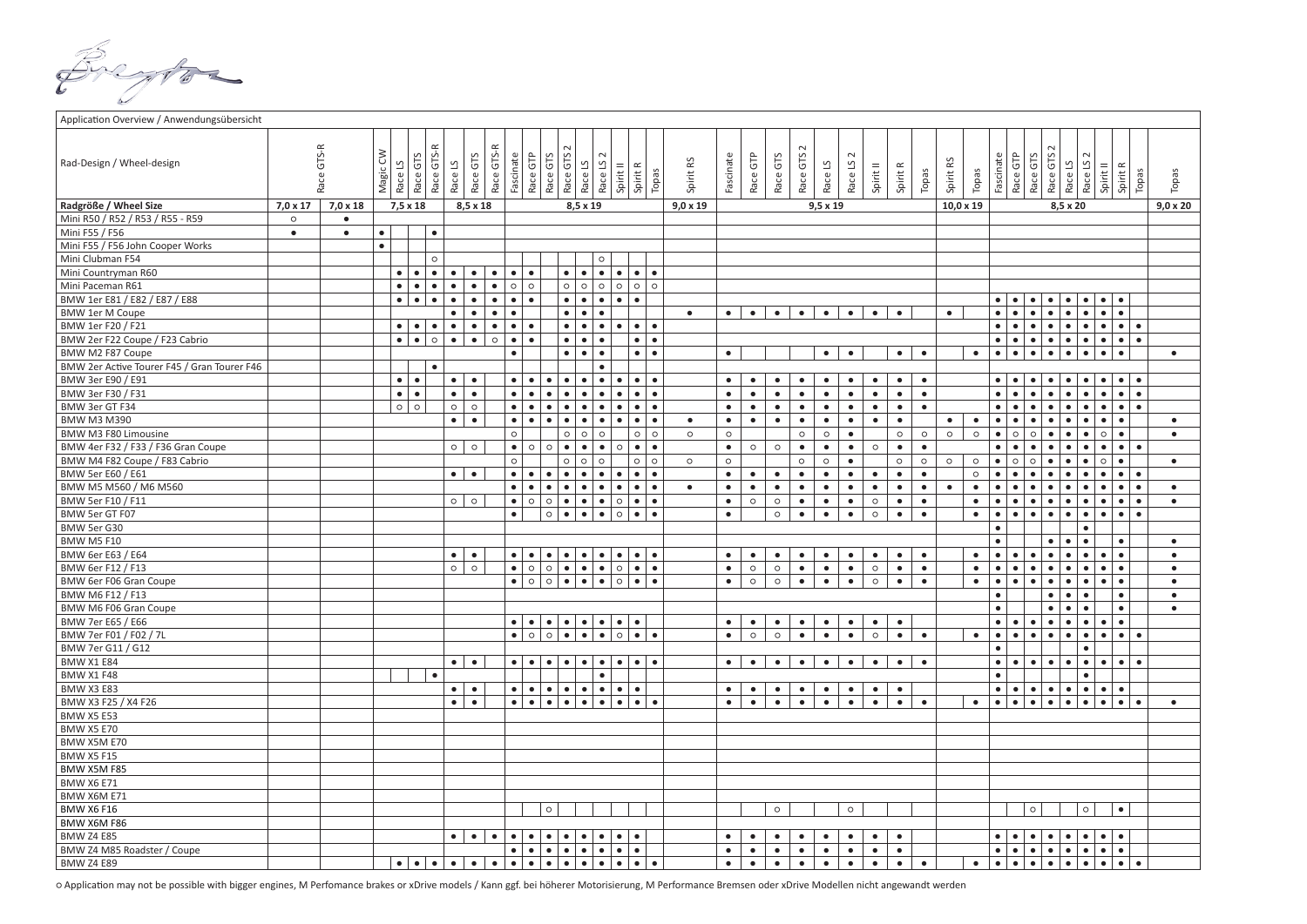Application Overview / Anwendungsübersicht

| Rad-Design / Wheel-design | Race GTS-R | Race GTS-R | Magic CW | Race LS | Race GTS | Race GTS-R | Race LS | Race GTS | Race GTS-R | Fascinate | Race GTP | Race GTS | Race GTS 2 | Race LS | Race LS 2 | Spirit II | Spirit R | Topas | Spirit RS | Fascinate | Race GTP | Race GTS | Race GTS 2 | Race LS | Race LS 2 | Spirit II | Spirit R | Topas | Spirit RS | Topas | Fascinate | Race GTP | Race GTS | Race GTS 2 | Race LS | Race LS 2 | Spirit II | Spirit R | Topas | Topas |
|---|---|---|---|---|---|---|---|---|---|---|---|---|---|---|---|---|---|---|---|---|---|---|---|---|---|---|---|---|---|---|---|---|---|---|---|---|---|---|---|---|
| **Radgröße / Wheel Size** | **7,0 x 17** | **7,0 x 18** | **7,5 x 18** | | | | **8,5 x 18** | | | **8,5 x 19** | | | | | | | | | **9,0 x 19** | **9,5 x 19** | | | | | | | | | **10,0 x 19** | | **8,5 x 20** | | | | | | | | | **9,0 x 20** |
| Mini R50 / R52 / R53 / R55 - R59 | ○ | ● | | | | | | | | | | | | | | | | | | | | | | | | | | | | | | | | | | | | | | |
| Mini F55 / F56 | ● | ● | ● | | | ● | | | | | | | | | | | | | | | | | | | | | | | | | | | | | | | | | | |
| Mini F55 / F56 John Cooper Works | | | ● | | | | | | | | | | | | | | | | | | | | | | | | | | | | | | | | | | | | | |
| Mini Clubman F54 | | | | | | ○ | | | | | | | | | ○ | | | | | | | | | | | | | | | | | | | | | | | | | |
| Mini Countryman R60 | | | | ● | ● | ● | ● | ● | ● | ● | ● | | ● | ● | ● | ● | ● | ● | | | | | | | | | | | | | | | | | | | | | | |
| Mini Paceman R61 | | | | ● | ● | ● | ● | ● | ● | ○ | ○ | | ○ | ○ | ○ | ○ | ○ | ○ | | | | | | | | | | | | | | | | | | | | | | |
| BMW 1er E81 / E82 / E87 / E88 | | | | ● | ● | ● | ● | ● | ● | ● | ● | | ● | ● | ● | ● | ● | | | | | | | | | | | | | | ● | ● | ● | ● | ● | ● | ● | ● | | |
| BMW 1er M Coupe | | | | | | | ● | ● | ● | ● | | | ● | ● | ● | | | | ● | ● | ● | ● | ● | ● | ● | ● | ● | | ● | | ● | ● | ● | ● | ● | ● | ● | ● | | |
| BMW 1er F20 / F21 | | | | ● | ● | ● | ● | ● | ● | ● | ● | | ● | ● | ● | ● | ● | ● | | | | | | | | | | | | | ● | ● | ● | ● | ● | ● | ● | ● | ● | |
| BMW 2er F22 Coupe / F23 Cabrio | | | | ● | ● | ○ | ● | ● | ○ | ● | ● | | ● | ● | ● | | ● | ● | | | | | | | | | | | | | ● | ● | ● | ● | ● | ● | ● | ● | ● | |
| BMW M2 F87 Coupe | | | | | | | | | | ● | | | ● | ● | ● | | ● | ● | | ● | | | | ● | ● | | ● | ● | | ● | ● | ● | ● | ● | ● | ● | ● | ● | | ● |
| BMW 2er Active Tourer F45 / Gran Tourer F46 | | | | | | ● | | | | | | | | | ● | | | | | | | | | | | | | | | | | | | | | | | | | |
| BMW 3er E90 / E91 | | | | ● | ● | | ● | ● | | ● | ● | ● | ● | ● | ● | ● | ● | ● | | ● | ● | ● | ● | ● | ● | ● | ● | ● | | | ● | ● | ● | ● | ● | ● | ● | ● | ● | |
| BMW 3er F30 / F31 | | | | ● | ● | | ● | ● | | ● | ● | ● | ● | ● | ● | ● | ● | ● | | ● | ● | ● | ● | ● | ● | ● | ● | ● | | | ● | ● | ● | ● | ● | ● | ● | ● | ● | |
| BMW 3er GT F34 | | | | ○ | ○ | | ○ | ○ | | ● | ● | ● | ● | ● | ● | ● | ● | ● | | ● | ● | ● | ● | ● | ● | ● | ● | ● | | | ● | ● | ● | ● | ● | ● | ● | ● | ● | |
| BMW M3 M390 | | | | | | | ● | ● | | ● | ● | ● | ● | ● | ● | ● | ● | ● | ● | ● | ● | ● | ● | ● | ● | ● | ● | ● | ● | ● | ● | ● | ● | ● | ● | ● | ● | ● | | ● |
| BMW M3 F80 Limousine | | | | | | | | | | ○ | | | ○ | ○ | ○ | | ○ | ○ | ○ | ○ | | | ○ | ○ | ● | | ○ | ○ | ○ | ○ | ● | ○ | ○ | ● | ● | ● | ○ | ● | | ● |
| BMW 4er F32 / F33 / F36 Gran Coupe | | | | | | | ○ | ○ | | ● | ○ | ○ | ● | ● | ● | ○ | ● | ● | | ● | ○ | ○ | ● | ● | ● | ○ | ● | ● | | | ● | ● | ● | ● | ● | ● | ● | ● | ● | |
| BMW M4 F82 Coupe / F83 Cabrio | | | | | | | | | | ○ | | | ○ | ○ | ○ | | ○ | ○ | ○ | ○ | | | ○ | ○ | ● | | ○ | ○ | ○ | ○ | ● | ○ | ○ | ● | ● | ● | ○ | ● | | ● |
| BMW 5er E60 / E61 | | | | | | | ● | ● | | ● | ● | ● | ● | ● | ● | ● | ● | ● | | ● | ● | ● | ● | ● | ● | ● | ● | ● | | ○ | ● | ● | ● | ● | ● | ● | ● | ● | ● | |
| BMW M5 M560 / M6 M560 | | | | | | | | | | ● | ● | ● | ● | ● | ● | ● | ● | ● | ● | ● | ● | ● | ● | ● | ● | ● | ● | ● | ● | ● | ● | ● | ● | ● | ● | ● | ● | ● | ● | ● |
| BMW 5er F10 / F11 | | | | | | | ○ | ○ | | ● | ○ | ○ | ● | ● | ● | ○ | ● | ● | | ● | ○ | ○ | ● | ● | ● | ○ | ● | ● | | ● | ● | ● | ● | ● | ● | ● | ● | ● | ● | ● |
| BMW 5er GT F07 | | | | | | | | | | ● | | ○ | ● | ● | ● | ○ | ● | ● | | ● | | ○ | ● | ● | ● | ○ | ● | ● | | ● | ● | ● | ● | ● | ● | ● | ● | ● | ● | |
| BMW 5er G30 | | | | | | | | | | | | | | | | | | | | | | | | | | | | | | | ● | | | | ● | | | | | |
| BMW M5 F10 | | | | | | | | | | | | | | | | | | | | | | | | | | | | | | | ● | | | ● | ● | ● | | ● | | ● |
| BMW 6er E63 / E64 | | | | | | | ● | ● | | ● | ● | ● | ● | ● | ● | ● | ● | ● | | ● | ● | ● | ● | ● | ● | ● | ● | ● | | ● | ● | ● | ● | ● | ● | ● | ● | ● | | ● |
| BMW 6er F12 / F13 | | | | | | | ○ | ○ | | ● | ○ | ○ | ● | ● | ● | ○ | ● | ● | | ● | ○ | ○ | ● | ● | ● | ○ | ● | ● | | ● | ● | ● | ● | ● | ● | ● | ● | ● | | ● |
| BMW 6er F06 Gran Coupe | | | | | | | | | | ● | ○ | ○ | ● | ● | ● | ○ | ● | ● | | ● | ○ | ○ | ● | ● | ● | ○ | ● | ● | | ● | ● | ● | ● | ● | ● | ● | ● | ● | | ● |
| BMW M6 F12 / F13 | | | | | | | | | | | | | | | | | | | | | | | | | | | | | | | ● | | | ● | ● | ● | | ● | | ● |
| BMW M6 F06 Gran Coupe | | | | | | | | | | | | | | | | | | | | | | | | | | | | | | | ● | | | ● | ● | ● | | ● | | ● |
| BMW 7er E65 / E66 | | | | | | | | | | ● | ● | ● | ● | ● | ● | ● | ● | | | ● | ● | ● | ● | ● | ● | ● | ● | | | | ● | ● | ● | ● | ● | ● | ● | ● | | |
| BMW 7er F01 / F02 / 7L | | | | | | | | | | ● | ○ | ○ | ● | ● | ● | ○ | ● | ● | | ● | ○ | ○ | ● | ● | ● | ○ | ● | ● | | ● | ● | ● | ● | ● | ● | ● | ● | ● | ● | |
| BMW 7er G11 / G12 | | | | | | | | | | | | | | | | | | | | | | | | | | | | | | | ● | | | | ● | | | | | |
| BMW X1 E84 | | | | | | | ● | ● | | ● | ● | ● | ● | ● | ● | ● | ● | ● | | ● | ● | ● | ● | ● | ● | ● | ● | ● | | | ● | ● | ● | ● | ● | ● | ● | ● | ● | |
| BMW X1 F48 | | | | | | ● | | | | | | | | | ● | | | | | | | | | | | | | | | | ● | | | | ● | | | | | |
| BMW X3 E83 | | | | | | | ● | ● | | ● | ● | ● | ● | ● | ● | ● | ● | | | ● | ● | ● | ● | ● | ● | ● | ● | | | | ● | ● | ● | ● | ● | ● | ● | ● | | |
| BMW X3 F25 / X4 F26 | | | | | | | ● | ● | | ● | ● | ● | ● | ● | ● | ● | ● | ● | | ● | ● | ● | ● | ● | ● | ● | ● | ● | | ● | ● | ● | ● | ● | ● | ● | ● | ● | ● | ● |
| BMW X5 E53 | | | | | | | | | | | | | | | | | | | | | | | | | | | | | | | | | | | | | | | | |
| BMW X5 E70 | | | | | | | | | | | | | | | | | | | | | | | | | | | | | | | | | | | | | | | | |
| BMW X5M E70 | | | | | | | | | | | | | | | | | | | | | | | | | | | | | | | | | | | | | | | | |
| BMW X5 F15 | | | | | | | | | | | | | | | | | | | | | | | | | | | | | | | | | | | | | | | | |
| BMW X5M F85 | | | | | | | | | | | | | | | | | | | | | | | | | | | | | | | | | | | | | | | | |
| BMW X6 E71 | | | | | | | | | | | | | | | | | | | | | | | | | | | | | | | | | | | | | | | | |
| BMW X6M E71 | | | | | | | | | | | | | | | | | | | | | | | | | | | | | | | | | | | | | | | | |
| BMW X6 F16 | | | | | | | | | | | | ○ | | | | | | | | | | ○ | | | ○ | | | | | | | | ○ | | | ○ | | ● | | |
| BMW X6M F86 | | | | | | | | | | | | | | | | | | | | | | | | | | | | | | | | | | | | | | | | |
| BMW Z4 E85 | | | | | | | ● | ● | ● | ● | ● | ● | ● | ● | ● | ● | ● | | | ● | ● | ● | ● | ● | ● | ● | ● | | | | ● | ● | ● | ● | ● | ● | ● | ● | | |
| BMW Z4 M85 Roadster / Coupe | | | | | | | | | | ● | ● | ● | ● | ● | ● | ● | ● | | | ● | ● | ● | ● | ● | ● | ● | ● | | | | ● | ● | ● | ● | ● | ● | ● | ● | | |
| BMW Z4 E89 | | | | ● | ● | ● | ● | ● | ● | ● | ● | ● | ● | ● | ● | ● | ● | ● | | ● | ● | ● | ● | ● | ● | ● | ● | ● | | ● | ● | ● | ● | ● | ● | ● | ● | ● | ● | |

○ Application may not be possible with bigger engines, M Perfomance brakes or xDrive models / Kann ggf. bei höherer Motorisierung, M Performance Bremsen oder xDrive Modellen nicht angewandt werden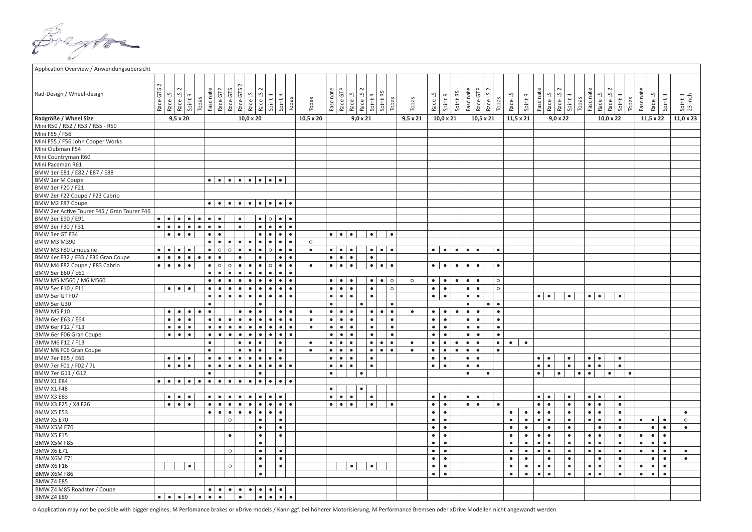Application Overview / Anwendungsübersicht

| Rad-Design / Wheel-design | Race GTS 2 | Race LS | Race LS 2 | Spirit R | Topas | Fascinate | Race GTP | Race GTS | Race GTS 2 | Race LS | Race LS 2 | Spirit II | Spirit R | Topas | Topas | Fascinate | Race GTP | Race LS | Race LS 2 | Spirit R | Spirit RS | Topas | Topas | Race LS | Spirit R | Spirit RS | Fascinate | Race GTP | Race LS 2 | Topas | Race LS | Spirit R | Fascinate | Race LS | Race LS 2 | Spirit II | Topas | Fascinate | Race LS | Race LS 2 | Spirit II | Topas | Fascinate | Race LS | Spirit II | Spirit II 23 inch |
|---|---|---|---|---|---|---|---|---|---|---|---|---|---|---|---|---|---|---|---|---|---|---|---|---|---|---|---|---|---|---|---|---|---|---|---|---|---|---|---|---|---|---|---|---|---|---|
| **Radgröße / Wheel Size** | 9,5 x 20 | | | | | 10,0 x 20 | | | | | | | | | 10,5 x 20 | 9,0 x 21 | | | | | | | 9,5 x 21 | 10,0 x 21 | | | 10,5 x 21 | | | | 11,5 x 21 | | 9,0 x 22 | | | | | 10,0 x 22 | | | | | 11,5 x 22 | | | 11,0 x 23 |
| Mini R50 / R52 / R53 / R55 - R59 | | | | | | | | | | | | | | | | | | | | | | | | | | | | | | | | | | | | | | | | | | | | | | |
| Mini F55 / F56 | | | | | | | | | | | | | | | | | | | | | | | | | | | | | | | | | | | | | | | | | | | | | | |
| Mini F55 / F56 John Cooper Works | | | | | | | | | | | | | | | | | | | | | | | | | | | | | | | | | | | | | | | | | | | | | | |
| Mini Clubman F54 | | | | | | | | | | | | | | | | | | | | | | | | | | | | | | | | | | | | | | | | | | | | | | |
| Mini Countryman R60 | | | | | | | | | | | | | | | | | | | | | | | | | | | | | | | | | | | | | | | | | | | | | | |
| Mini Paceman R61 | | | | | | | | | | | | | | | | | | | | | | | | | | | | | | | | | | | | | | | | | | | | | | |
| BMW 1er E81 / E82 / E87 / E88 | | | | | | | | | | | | | | | | | | | | | | | | | | | | | | | | | | | | | | | | | | | | | | |
| BMW 1er M Coupe | | | | | | ● | ● | ● | ● | ● | ● | ● | ● | | | | | | | | | | | | | | | | | | | | | | | | | | | | | | | | | |
| BMW 1er F20 / F21 | | | | | | | | | | | | | | | | | | | | | | | | | | | | | | | | | | | | | | | | | | | | | | |
| BMW 2er F22 Coupe / F23 Cabrio | | | | | | | | | | | | | | | | | | | | | | | | | | | | | | | | | | | | | | | | | | | | | | |
| BMW M2 F87 Coupe | | | | | | ● | ● | ● | ● | ● | ● | ● | ● | ● | | | | | | | | | | | | | | | | | | | | | | | | | | | | | | | | |
| BMW 2er Active Tourer F45 / Gran Tourer F46 | | | | | | | | | | | | | | | | | | | | | | | | | | | | | | | | | | | | | | | | | | | | | | |
| BMW 3er E90 / E91 | ● | ● | ● | ● | ● | ● | ● | | ● | | ● | ○ | ● | ● | | | | | | | | | | | | | | | | | | | | | | | | | | | | | | | | |
| BMW 3er F30 / F31 | ● | ● | ● | ● | ● | ● | ● | | ● | | ● | ● | ● | ● | | | | | | | | | | | | | | | | | | | | | | | | | | | | | | | | |
| BMW 3er GT F34 | | ● | ● | ● | | ● | ● | | | | ● | ● | ● | ● | | ● | ● | ● | | ● | | ● | | | | | | | | | | | | | | | | | | | | | | | | |
| BMW M3 M390 | | | | | | ● | ● | ● | ● | ● | ● | ● | ● | ● | ○ | | | | | | | | | | | | | | | | | | | | | | | | | | | | | | | |
| BMW M3 F80 Limousine | ● | ● | ● | ● | | ● | ○ | ○ | ● | ● | ● | ○ | ● | ● | ● | ● | ● | ● | | ● | ● | ● | | ● | ● | ● | ● | ● | | ● | | | | | | | | | | | | | | | | |
| BMW 4er F32 / F33 / F36 Gran Coupe | ● | ● | ● | ● | ● | ● | ● | | ● | | ● | | ● | ● | | ● | ● | ● | | ● | | | | | | | | | | | | | | | | | | | | | | | | | | |
| BMW M4 F82 Coupe / F83 Cabrio | ● | ● | ● | ● | | ● | ○ | ○ | ● | ● | ● | ○ | ● | ● | ● | ● | ● | ● | | ● | ● | ● | | ● | ● | ● | ● | ● | | ● | | | | | | | | | | | | | | | | |
| BMW 5er E60 / E61 | | | | | | ● | ● | ● | ● | ● | ● | ● | ● | ● | | | | | | | | | | | | | | | | | | | | | | | | | | | | | | | | |
| BMW M5 M560 / M6 M560 | | | | | | ● | ● | ● | ● | ● | ● | ● | ● | ● | | ● | ● | ● | | ● | ● | ○ | ○ | ● | ● | ● | ● | ● | | ○ | | | | | | | | | | | | | | | | |
| BMW 5er F10 / F11 | | ● | ● | ● | | ● | ● | ● | ● | ● | ● | ● | ● | ● | | ● | ● | ● | | ● | | ○ | | ● | ● | | ● | ● | | ○ | | | | | | | | | | | | | | | | |
| BMW 5er GT F07 | | | | | | ● | ● | ● | ● | ● | ● | ● | ● | ● | | ● | ● | ● | | ● | | | | ● | ● | | ● | ● | | | | | ● | ● | | ● | | ● | ● | | ● | | | | | |
| BMW 5er G30 | | | | | | ● | | | | | ● | | | | | ● | | | ● | | | ● | | | | | ● | | ● | ● | | | | | | | | | | | | | | | | |
| BMW M5 F10 | | ● | ● | ● | ● | ● | | | ● | ● | ● | | ● | ● | ● | ● | ● | ● | | ● | ● | ● | ● | ● | ● | ● | ● | ● | | ● | | | | | | | | | | | | | | | | |
| BMW 6er E63 / E64 | | ● | ● | ● | | ● | ● | ● | ● | ● | ● | ● | ● | ● | ● | ● | ● | ● | | ● | | ● | | ● | ● | | ● | ● | | ● | | | | | | | | | | | | | | | | |
| BMW 6er F12 / F13 | | ● | ● | ● | | ● | ● | ● | ● | ● | ● | ● | ● | ● | ● | ● | ● | ● | | ● | | ● | | ● | ● | | ● | ● | | ● | | | | | | | | | | | | | | | | |
| BMW 6er F06 Gran Coupe | | ● | ● | ● | | ● | ● | ● | ● | ● | ● | ● | ● | ● | | ● | ● | ● | | ● | | ● | | ● | ● | | ● | ● | | ● | | | | | | | | | | | | | | | | |
| BMW M6 F12 / F13 | | | | | | ● | | | ● | ● | ● | | ● | | ● | ● | ● | ● | | ● | ● | ● | ● | ● | ● | ● | ● | ● | | ● | ● | ● | | | | | | | | | | | | | | |
| BMW M6 F06 Gran Coupe | | | | | | ● | | | ● | ● | ● | | ● | | ● | ● | ● | ● | | ● | ● | ● | ● | ● | ● | ● | ● | ● | | ● | | | | | | | | | | | | | | | | |
| BMW 7er E65 / E66 | | ● | ● | ● | | ● | ● | ● | ● | ● | ● | ● | ● | | | ● | ● | ● | | ● | | | | ● | ● | | ● | ● | | | | | ● | ● | | ● | | ● | ● | | ● | | | | | |
| BMW 7er F01 / F02 / 7L | | ● | ● | ● | | ● | ● | ● | ● | ● | ● | ● | ● | ● | | ● | ● | ● | | ● | | | | ● | ● | | ● | ● | | | | | ● | ● | | ● | | ● | ● | | ● | | | | | |
| BMW 7er G11 / G12 | | | | | | ● | | | | | ● | | | | | ● | | | ● | | | | | | | | ● | | ● | | | | ● | | ● | | ● | ● | | ● | | ● | | | | |
| BMW X1 E84 | ● | ● | ● | ● | ● | ● | ● | ● | ● | ● | ● | ● | ● | ● | | | | | | | | | | | | | | | | | | | | | | | | | | | | | | | | |
| BMW X1 F48 | | | | | | | | | | | | | | | | ● | | | ● | | | | | | | | | | | | | | | | | | | | | | | | | | | |
| BMW X3 E83 | | ● | ● | ● | | ● | ● | ● | ● | ● | ● | ● | ● | | | ● | ● | ● | | ● | | | | ● | ● | | ● | ● | | | | | ● | ● | | ● | | ● | ● | | ● | | | | | |
| BMW X3 F25 / X4 F26 | | ● | ● | ● | | ● | ● | ● | ● | ● | ● | ● | ● | ● | | ● | ● | ● | | ● | | ● | | ● | ● | | ● | ● | | ● | | | ● | ● | | ● | | ● | ● | | ● | | | | | |
| BMW X5 E53 | | | | | | ● | ● | ● | ● | ● | ● | ● | ● | | | | | | | | | | | ● | ● | | | | | | ● | ● | ● | ● | | ● | | ● | ● | | ● | | | | | ● |
| BMW X5 E70 | | | | | | | | ○ | | | ● | | ● | | | | | | | | | | | ● | ● | | | | | | ● | ● | ● | ● | | ● | | ● | ● | | ● | | ● | ● | ● | ○ |
| BMW X5M E70 | | | | | | | | | | | ● | | ● | | | | | | | | | | | ● | ● | | | | | | ● | ● | | ● | | ● | | | ● | | ● | | | ● | ● | ● |
| BMW X5 F15 | | | | | | | | ● | | | ● | | ● | | | | | | | | | | | ● | ● | | | | | | ● | ● | ● | ● | | ● | | ● | ● | | ● | | ● | ● | ● | |
| BMW X5M F85 | | | | | | | | | | | ● | | | | | | | | | | | | | ● | ● | | | | | | ● | ● | ● | ● | | ● | | ● | ● | | ● | | ● | ● | ● | |
| BMW X6 E71 | | | | | | | | ○ | | | ● | | ● | | | | | | | | | | | ● | ● | | | | | | ● | ● | ● | ● | | ● | | ● | ● | | ● | | ● | ● | ● | ● |
| BMW X6M E71 | | | | | | | | | | | ● | | ● | | | | | | | | | | | ● | ● | | | | | | ● | ● | | ● | | ● | | | ● | | ● | | | ● | ● | ● |
| BMW X6 F16 | | | | ● | | | | ○ | | | ● | | ● | | | | | ● | | ● | | | | ● | ● | | | | | | ● | ● | ● | ● | | ● | | ● | ● | | ● | | ● | ● | ● | |
| BMW X6M F86 | | | | | | | | | | | ● | | | | | | | | | | | | | ● | ● | | | | | | ● | ● | ● | ● | | ● | | ● | ● | | ● | | ● | ● | ● | |
| BMW Z4 E85 | | | | | | | | | | | | | | | | | | | | | | | | | | | | | | | | | | | | | | | | | | | | | | |
| BMW Z4 M85 Roadster / Coupe | | | | | | ● | ● | ● | ● | ● | ● | ● | ● | | | | | | | | | | | | | | | | | | | | | | | | | | | | | | | | | |
| BMW Z4 E89 | ● | ● | ● | ● | ● | ● | ● | | ● | | ● | ● | ● | ● | | | | | | | | | | | | | | | | | | | | | | | | | | | | | | | | |

○ Application may not be possible with bigger engines, M Perfomance brakes or xDrive models / Kann ggf. bei höherer Motorisierung, M Performance Bremsen oder xDrive Modellen nicht angewandt werden